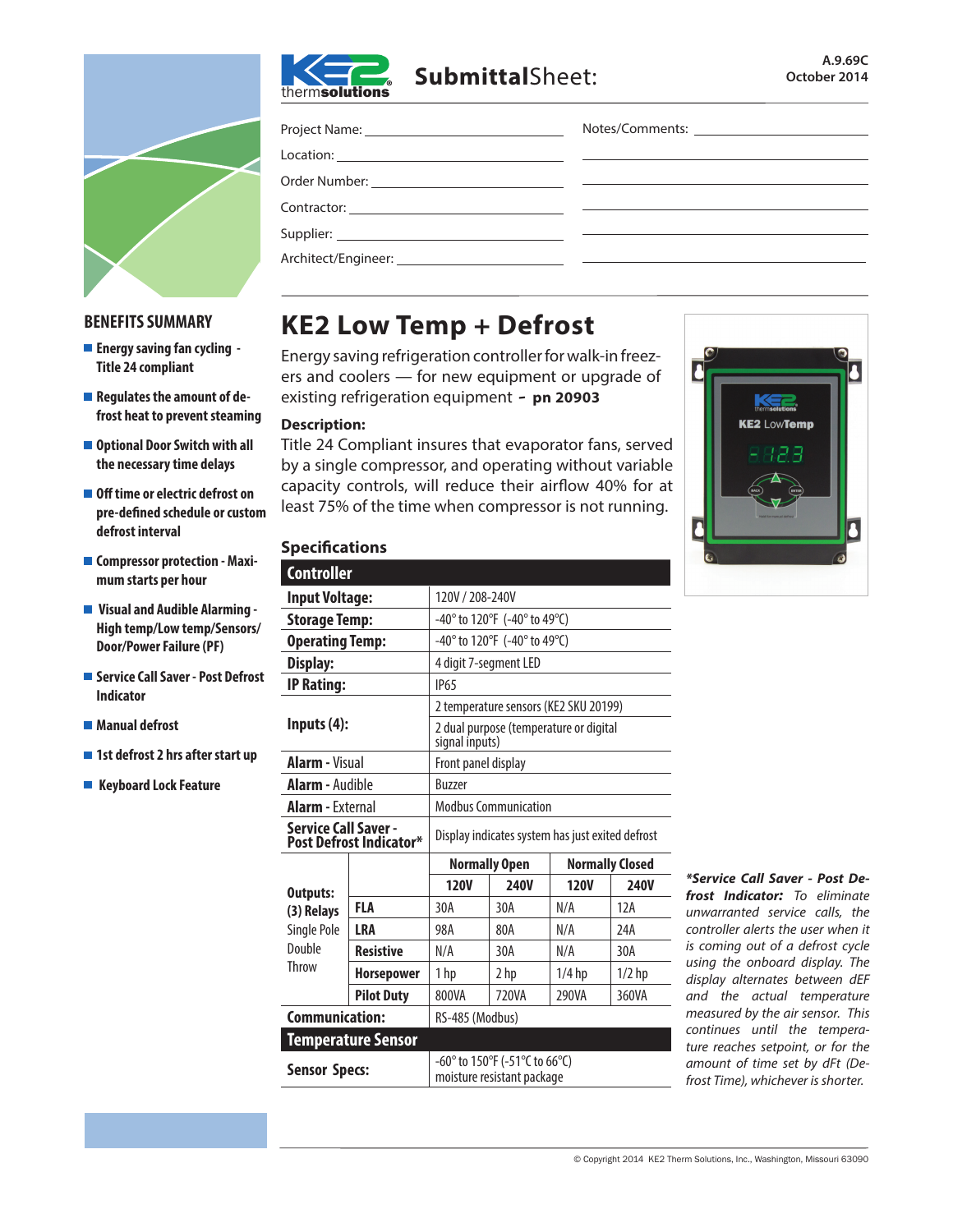**Submittal**Sheet:

A.9.69C
October 2014

Project Name: ____________________

Location: ____________________

Order Number: ____________________

Contractor: ____________________

Supplier: ____________________

Architect/Engineer: ____________________

Notes/Comments: ____________________

## BENEFITS SUMMARY

- **Energy saving fan cycling - Title 24 compliant**
- **Regulates the amount of defrost heat to prevent steaming**
- **Optional Door Switch with all the necessary time delays**
- **Off time or electric defrost on pre-defined schedule or custom defrost interval**
- **Compressor protection - Maximum starts per hour**
- **Visual and Audible Alarming - High temp/Low temp/Sensors/ Door/Power Failure (PF)**
- **Service Call Saver - Post Defrost Indicator**
- **Manual defrost**
- **1st defrost 2 hrs after start up**
- **Keyboard Lock Feature**

# KE2 Low Temp + Defrost

Energy saving refrigeration controller for walk-in freezers and coolers — for new equipment or upgrade of existing refrigeration equipment **- pn 20903**

**Description:**

Title 24 Compliant insures that evaporator fans, served by a single compressor, and operating without variable capacity controls, will reduce their airflow 40% for at least 75% of the time when compressor is not running.

## Specifications

| **Controller** | | | | | |
|---|---|---|---|---|---|
| **Input Voltage:** | | 120V / 208-240V | | | |
| **Storage Temp:** | | -40° to 120°F (-40° to 49°C) | | | |
| **Operating Temp:** | | -40° to 120°F (-40° to 49°C) | | | |
| **Display:** | | 4 digit 7-segment LED | | | |
| **IP Rating:** | | IP65 | | | |
| **Inputs (4):** | | 2 temperature sensors (KE2 SKU 20199) | | | |
| | | 2 dual purpose (temperature or digital signal inputs) | | | |
| **Alarm** - Visual | | Front panel display | | | |
| **Alarm** - Audible | | Buzzer | | | |
| **Alarm** - External | | Modbus Communication | | | |
| **Service Call Saver - Post Defrost Indicator*** | | Display indicates system has just exited defrost | | | |
| **Outputs: (3) Relays** Single Pole Double Throw | | **Normally Open** | | **Normally Closed** | |
| | | **120V** | **240V** | **120V** | **240V** |
| | **FLA** | 30A | 30A | N/A | 12A |
| | **LRA** | 98A | 80A | N/A | 24A |
| | **Resistive** | N/A | 30A | N/A | 30A |
| | **Horsepower** | 1 hp | 2 hp | 1/4 hp | 1/2 hp |
| | **Pilot Duty** | 800VA | 720VA | 290VA | 360VA |
| **Communication:** | | RS-485 (Modbus) | | | |
| **Temperature Sensor** | | | | | |
| **Sensor Specs:** | | -60° to 150°F (-51°C to 66°C) moisture resistant package | | | |

***Service Call Saver - Post Defrost Indicator:*** *To eliminate unwarranted service calls, the controller alerts the user when it is coming out of a defrost cycle using the onboard display. The display alternates between dEF and the actual temperature measured by the air sensor. This continues until the temperature reaches setpoint, or for the amount of time set by dFt (Defrost Time), whichever is shorter.*

© Copyright 2014 KE2 Therm Solutions, Inc., Washington, Missouri 63090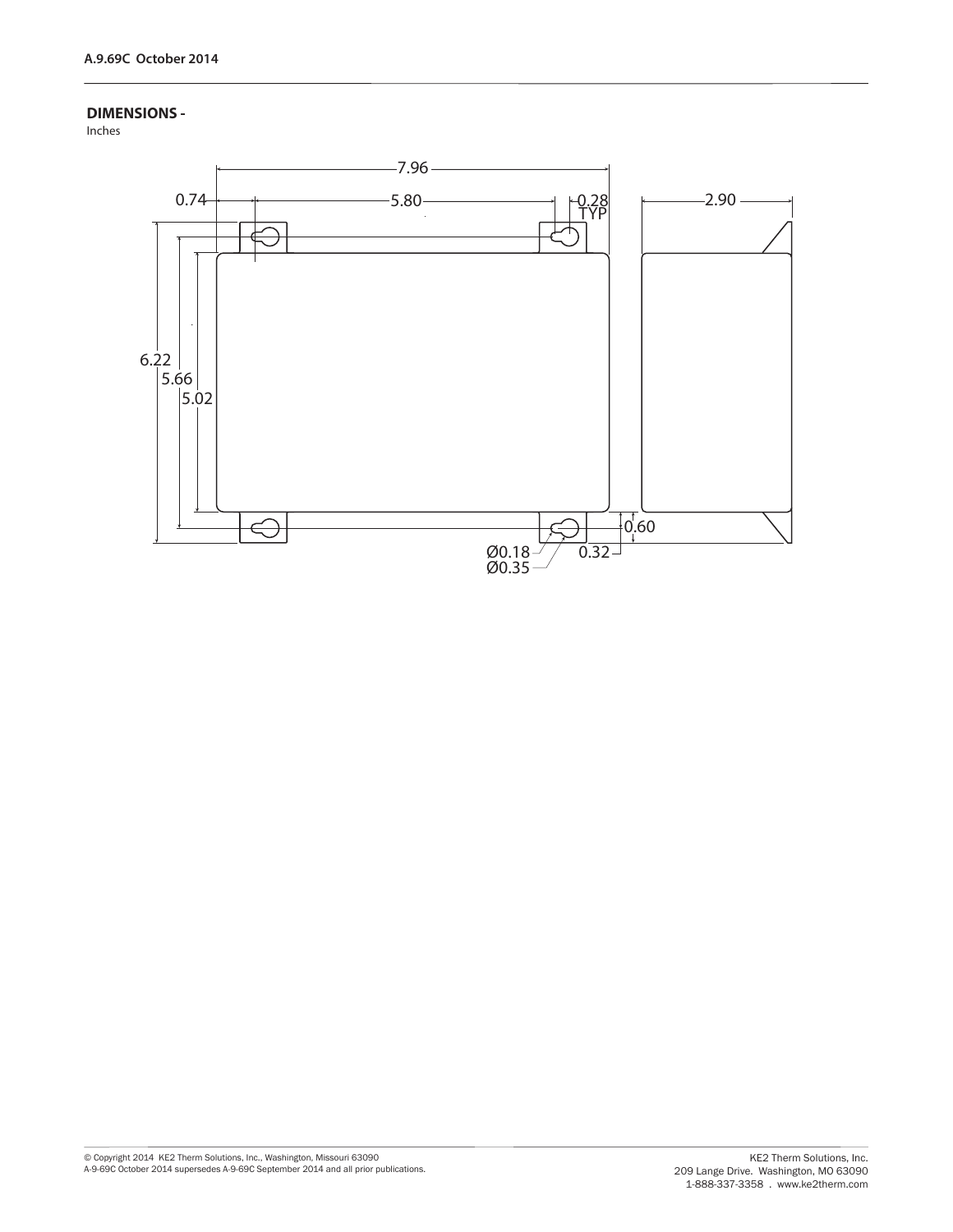## DIMENSIONS -

Inches

7.96
0.74
5.80
0.28
TYP
2.90
6.22
5.66
5.02
0.60
Ø0.18
Ø0.35
0.32

© Copyright 2014 KE2 Therm Solutions, Inc., Washington, Missouri 63090
A-9-69C October 2014 supersedes A-9-69C September 2014 and all prior publications.

KE2 Therm Solutions, Inc.
209 Lange Drive. Washington, MO 63090
1-888-337-3358 . www.ke2therm.com